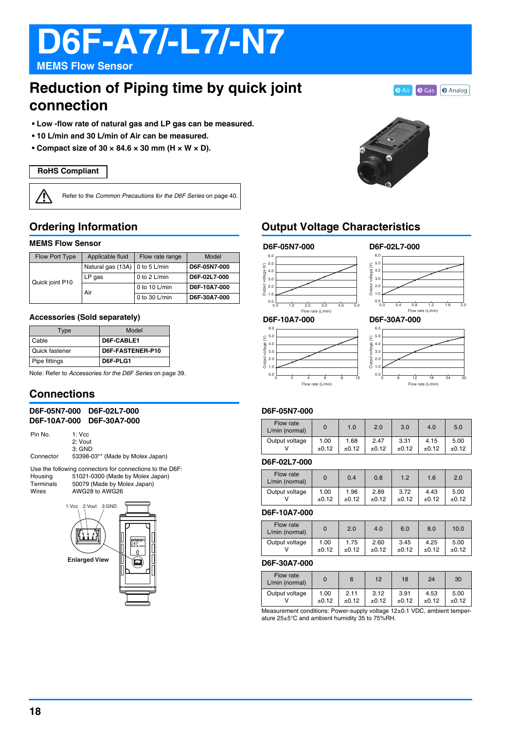# D6F-A7/-L7/-N7

**MEMS Flow Sensor**

## Reduction of Piping time by quick joint connection

Air | Gas | Analog

- **Low -flow rate of natural gas and LP gas can be measured.**
- **10 L/min and 30 L/min of Air can be measured.**
- **Compact size of 30 × 84.6 × 30 mm (H × W × D).**

**RoHS Compliant**

Refer to the *Common Precautions for the D6F Series* on page 40.

## Ordering Information

### MEMS Flow Sensor

| Flow Port Type | Applicable fluid | Flow rate range | Model |
|---|---|---|---|
| Quick joint P10 | Natural gas (13A) | 0 to 5 L/min | **D6F-05N7-000** |
| | LP gas | 0 to 2 L/min | **D6F-02L7-000** |
| | Air | 0 to 10 L/min | **D6F-10A7-000** |
| | | 0 to 30 L/min | **D6F-30A7-000** |

### Accessories (Sold separately)

| Type | Model |
|---|---|
| Cable | **D6F-CABLE1** |
| Quick fastener | **D6F-FASTENER-P10** |
| Pipe fittings | **D6F-PLG1** |

Note: Refer to *Accessories for the D6F Series* on page 39.

## Connections

**D6F-05N7-000 D6F-02L7-000**
**D6F-10A7-000 D6F-30A7-000**

Pin No. 1: Vcc
2: Vout
3: GND

Connector 53398-03** (Made by Molex Japan)

Use the following connectors for connections to the D6F:

Housing 51021-0300 (Made by Molex Japan)
Terminals 50079 (Made by Molex Japan)
Wires AWG28 to AWG26

1:Vcc 2:Vout 3:GND

**Enlarged View**

## Output Voltage Characteristics

**D6F-05N7-000** — Output voltage (V) vs. Flow rate (L/min)

**D6F-02L7-000** — Output voltage (V) vs. Flow rate (L/min)

**D6F-10A7-000** — Output voltage (V) vs. Flow rate (L/min)

**D6F-30A7-000** — Output voltage (V) vs. Flow rate (L/min)

### D6F-05N7-000

| Flow rate L/min (normal) | 0 | 1.0 | 2.0 | 3.0 | 4.0 | 5.0 |
|---|---|---|---|---|---|---|
| Output voltage V | 1.00 ±0.12 | 1.68 ±0.12 | 2.47 ±0.12 | 3.31 ±0.12 | 4.15 ±0.12 | 5.00 ±0.12 |

### D6F-02L7-000

| Flow rate L/min (normal) | 0 | 0.4 | 0.8 | 1.2 | 1.6 | 2.0 |
|---|---|---|---|---|---|---|
| Output voltage V | 1.00 ±0.12 | 1.96 ±0.12 | 2.89 ±0.12 | 3.72 ±0.12 | 4.43 ±0.12 | 5.00 ±0.12 |

### D6F-10A7-000

| Flow rate L/min (normal) | 0 | 2.0 | 4.0 | 6.0 | 8.0 | 10.0 |
|---|---|---|---|---|---|---|
| Output voltage V | 1.00 ±0.12 | 1.75 ±0.12 | 2.60 ±0.12 | 3.45 ±0.12 | 4.25 ±0.12 | 5.00 ±0.12 |

### D6F-30A7-000

| Flow rate L/min (normal) | 0 | 6 | 12 | 18 | 24 | 30 |
|---|---|---|---|---|---|---|
| Output voltage V | 1.00 ±0.12 | 2.11 ±0.12 | 3.12 ±0.12 | 3.91 ±0.12 | 4.53 ±0.12 | 5.00 ±0.12 |

Measurement conditions: Power-supply voltage 12±0.1 VDC, ambient temperature 25±5°C and ambient humidity 35 to 75%RH.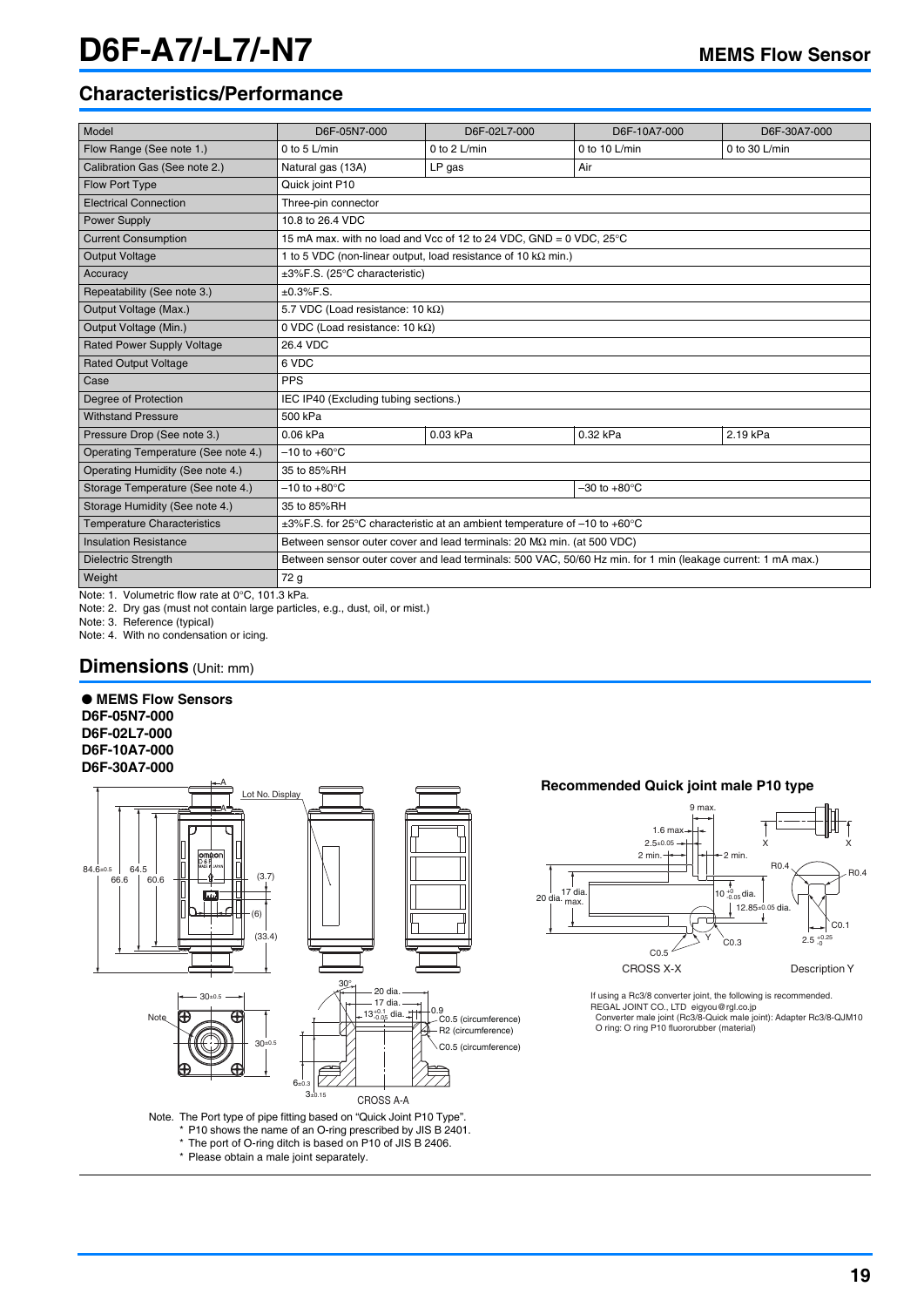# D6F-A7/-L7/-N7

**MEMS Flow Sensor**

## Characteristics/Performance

| Model | D6F-05N7-000 | D6F-02L7-000 | D6F-10A7-000 | D6F-30A7-000 |
|---|---|---|---|---|
| Flow Range (See note 1.) | 0 to 5 L/min | 0 to 2 L/min | 0 to 10 L/min | 0 to 30 L/min |
| Calibration Gas (See note 2.) | Natural gas (13A) | LP gas | Air | |
| Flow Port Type | Quick joint P10 | | | |
| Electrical Connection | Three-pin connector | | | |
| Power Supply | 10.8 to 26.4 VDC | | | |
| Current Consumption | 15 mA max. with no load and Vcc of 12 to 24 VDC, GND = 0 VDC, 25°C | | | |
| Output Voltage | 1 to 5 VDC (non-linear output, load resistance of 10 kΩ min.) | | | |
| Accuracy | ±3%F.S. (25°C characteristic) | | | |
| Repeatability (See note 3.) | ±0.3%F.S. | | | |
| Output Voltage (Max.) | 5.7 VDC (Load resistance: 10 kΩ) | | | |
| Output Voltage (Min.) | 0 VDC (Load resistance: 10 kΩ) | | | |
| Rated Power Supply Voltage | 26.4 VDC | | | |
| Rated Output Voltage | 6 VDC | | | |
| Case | PPS | | | |
| Degree of Protection | IEC IP40 (Excluding tubing sections.) | | | |
| Withstand Pressure | 500 kPa | | | |
| Pressure Drop (See note 3.) | 0.06 kPa | 0.03 kPa | 0.32 kPa | 2.19 kPa |
| Operating Temperature (See note 4.) | −10 to +60°C | | | |
| Operating Humidity (See note 4.) | 35 to 85%RH | | | |
| Storage Temperature (See note 4.) | −10 to +80°C | | −30 to +80°C | |
| Storage Humidity (See note 4.) | 35 to 85%RH | | | |
| Temperature Characteristics | ±3%F.S. for 25°C characteristic at an ambient temperature of −10 to +60°C | | | |
| Insulation Resistance | Between sensor outer cover and lead terminals: 20 MΩ min. (at 500 VDC) | | | |
| Dielectric Strength | Between sensor outer cover and lead terminals: 500 VAC, 50/60 Hz min. for 1 min (leakage current: 1 mA max.) | | | |
| Weight | 72 g | | | |

Note: 1. Volumetric flow rate at 0°C, 101.3 kPa.
Note: 2. Dry gas (must not contain large particles, e.g., dust, oil, or mist.)
Note: 3. Reference (typical)
Note: 4. With no condensation or icing.

## Dimensions (Unit: mm)

● **MEMS Flow Sensors**
**D6F-05N7-000**
**D6F-02L7-000**
**D6F-10A7-000**
**D6F-30A7-000**

Lot No. Display

84.6±0.5
66.6
64.5
60.6
(3.7)
(6)
(33.4)
30±0.5
30±0.5
Note

30°
20 dia.
17 dia.
$13^{+0.1}_{-0.05}$ dia.
0.9
C0.5 (circumference)
R2 (circumference)
C0.5 (circumference)
6±0.3
3±0.15
CROSS A-A

**Recommended Quick joint male P10 type**

9 max.
1.6 max.
2.5±0.05
2 min.
2 min.
20 dia.
17 dia. max.
$10^{\ 0}_{-0.05}$ dia.
12.85±0.05 dia.
C0.5
C0.3
R0.4
R0.4
C0.1
$2.5^{+0.25}_{-0}$
CROSS X-X
Description Y

If using a Rc3/8 converter joint, the following is recommended.
REGAL JOINT CO., LTD eigyou@rgl.co.jp
Converter male joint (Rc3/8-Quick male joint): Adapter Rc3/8-QJM10
O ring: O ring P10 fluororubber (material)

Note. The Port type of pipe fitting based on "Quick Joint P10 Type".
* P10 shows the name of an O-ring prescribed by JIS B 2401.
* The port of O-ring ditch is based on P10 of JIS B 2406.
* Please obtain a male joint separately.